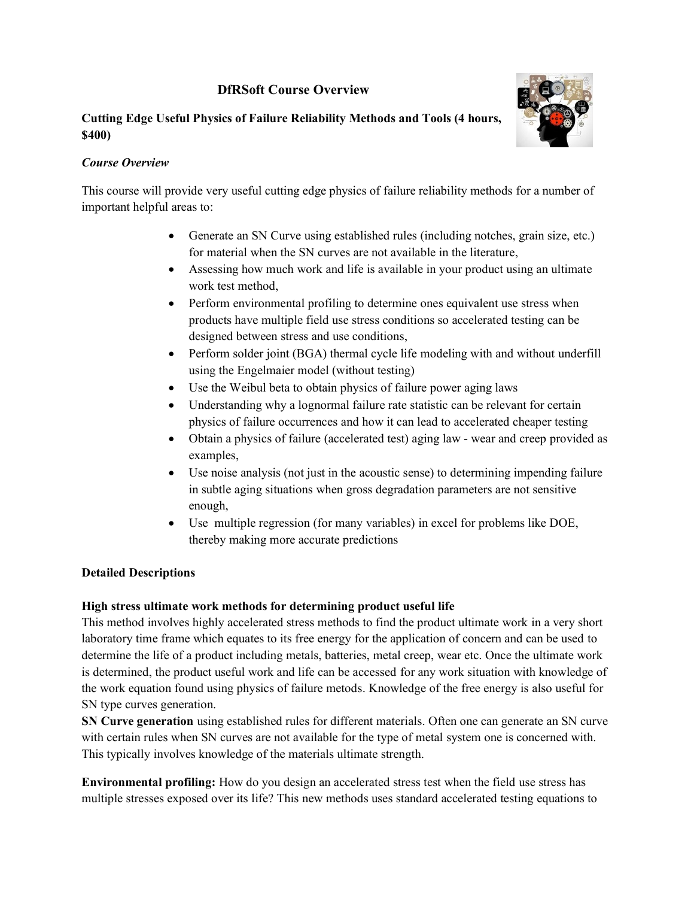# DfRSoft Course Overview

## Cutting Edge Useful Physics of Failure Reliability Methods and Tools (4 hours, $400)

### *Course Overview*

This course will provide very useful cutting edge physics of failure reliability methods for a number of important helpful areas to:

- Generate an SN Curve using established rules (including notches, grain size, etc.) for material when the SN curves are not available in the literature,
- Assessing how much work and life is available in your product using an ultimate work test method,
- Perform environmental profiling to determine ones equivalent use stress when products have multiple field use stress conditions so accelerated testing can be designed between stress and use conditions,
- Perform solder joint (BGA) thermal cycle life modeling with and without underfill using the Engelmaier model (without testing)
- Use the Weibul beta to obtain physics of failure power aging laws
- Understanding why a lognormal failure rate statistic can be relevant for certain physics of failure occurrences and how it can lead to accelerated cheaper testing
- Obtain a physics of failure (accelerated test) aging law - wear and creep provided as examples,
- Use noise analysis (not just in the acoustic sense) to determining impending failure in subtle aging situations when gross degradation parameters are not sensitive enough,
- Use multiple regression (for many variables) in excel for problems like DOE, thereby making more accurate predictions

### Detailed Descriptions

**High stress ultimate work methods for determining product useful life**

This method involves highly accelerated stress methods to find the product ultimate work in a very short laboratory time frame which equates to its free energy for the application of concern and can be used to determine the life of a product including metals, batteries, metal creep, wear etc. Once the ultimate work is determined, the product useful work and life can be accessed for any work situation with knowledge of the work equation found using physics of failure metods. Knowledge of the free energy is also useful for SN type curves generation.

**SN Curve generation** using established rules for different materials. Often one can generate an SN curve with certain rules when SN curves are not available for the type of metal system one is concerned with. This typically involves knowledge of the materials ultimate strength.

**Environmental profiling:** How do you design an accelerated stress test when the field use stress has multiple stresses exposed over its life? This new methods uses standard accelerated testing equations to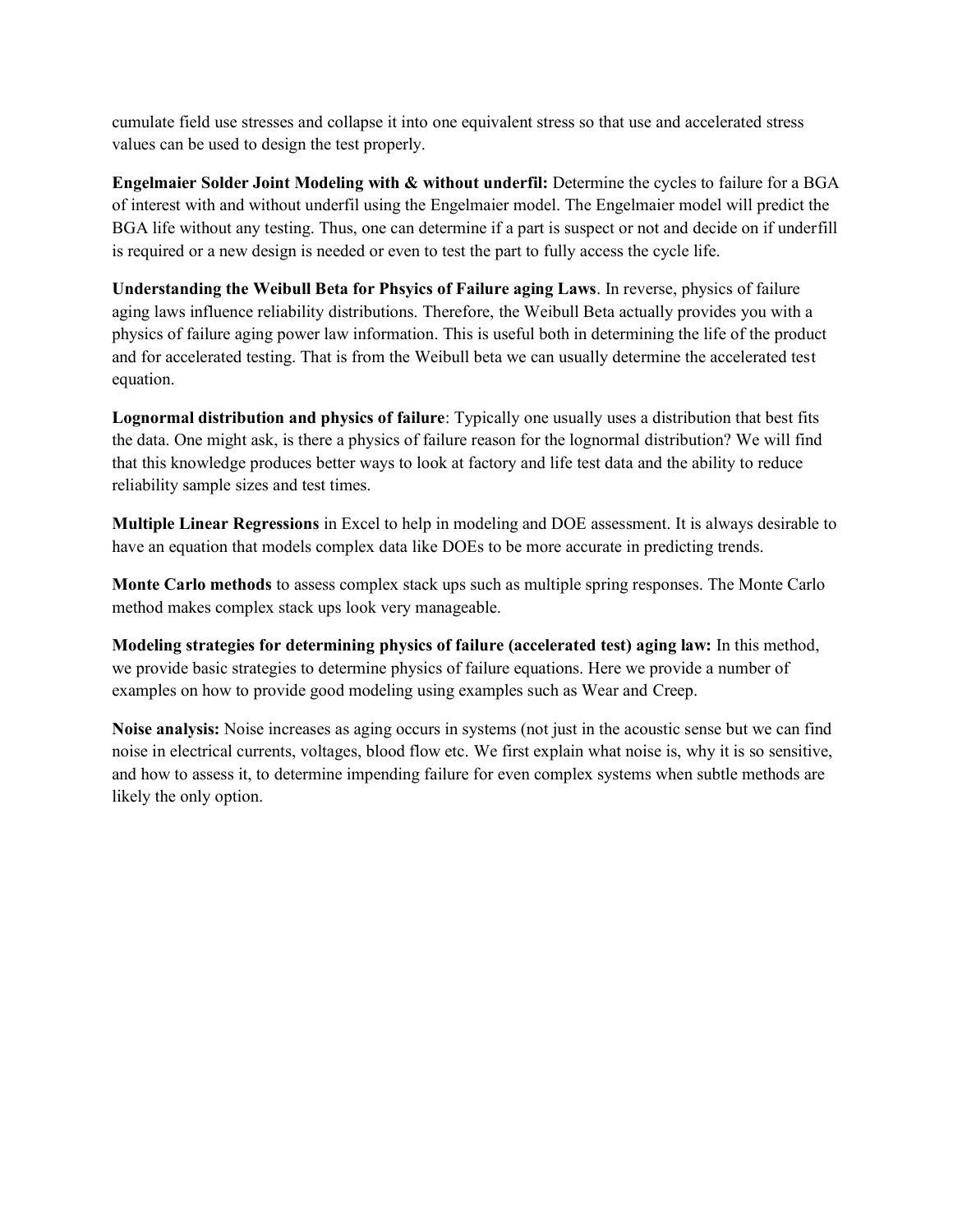cumulate field use stresses and collapse it into one equivalent stress so that use and accelerated stress values can be used to design the test properly.

**Engelmaier Solder Joint Modeling with & without underfil:** Determine the cycles to failure for a BGA of interest with and without underfil using the Engelmaier model. The Engelmaier model will predict the BGA life without any testing. Thus, one can determine if a part is suspect or not and decide on if underfill is required or a new design is needed or even to test the part to fully access the cycle life.

**Understanding the Weibull Beta for Phsyics of Failure aging Laws**. In reverse, physics of failure aging laws influence reliability distributions. Therefore, the Weibull Beta actually provides you with a physics of failure aging power law information. This is useful both in determining the life of the product and for accelerated testing. That is from the Weibull beta we can usually determine the accelerated test equation.

**Lognormal distribution and physics of failure**: Typically one usually uses a distribution that best fits the data. One might ask, is there a physics of failure reason for the lognormal distribution? We will find that this knowledge produces better ways to look at factory and life test data and the ability to reduce reliability sample sizes and test times.

**Multiple Linear Regressions** in Excel to help in modeling and DOE assessment. It is always desirable to have an equation that models complex data like DOEs to be more accurate in predicting trends.

**Monte Carlo methods** to assess complex stack ups such as multiple spring responses. The Monte Carlo method makes complex stack ups look very manageable.

**Modeling strategies for determining physics of failure (accelerated test) aging law:** In this method, we provide basic strategies to determine physics of failure equations. Here we provide a number of examples on how to provide good modeling using examples such as Wear and Creep.

**Noise analysis:** Noise increases as aging occurs in systems (not just in the acoustic sense but we can find noise in electrical currents, voltages, blood flow etc. We first explain what noise is, why it is so sensitive, and how to assess it, to determine impending failure for even complex systems when subtle methods are likely the only option.